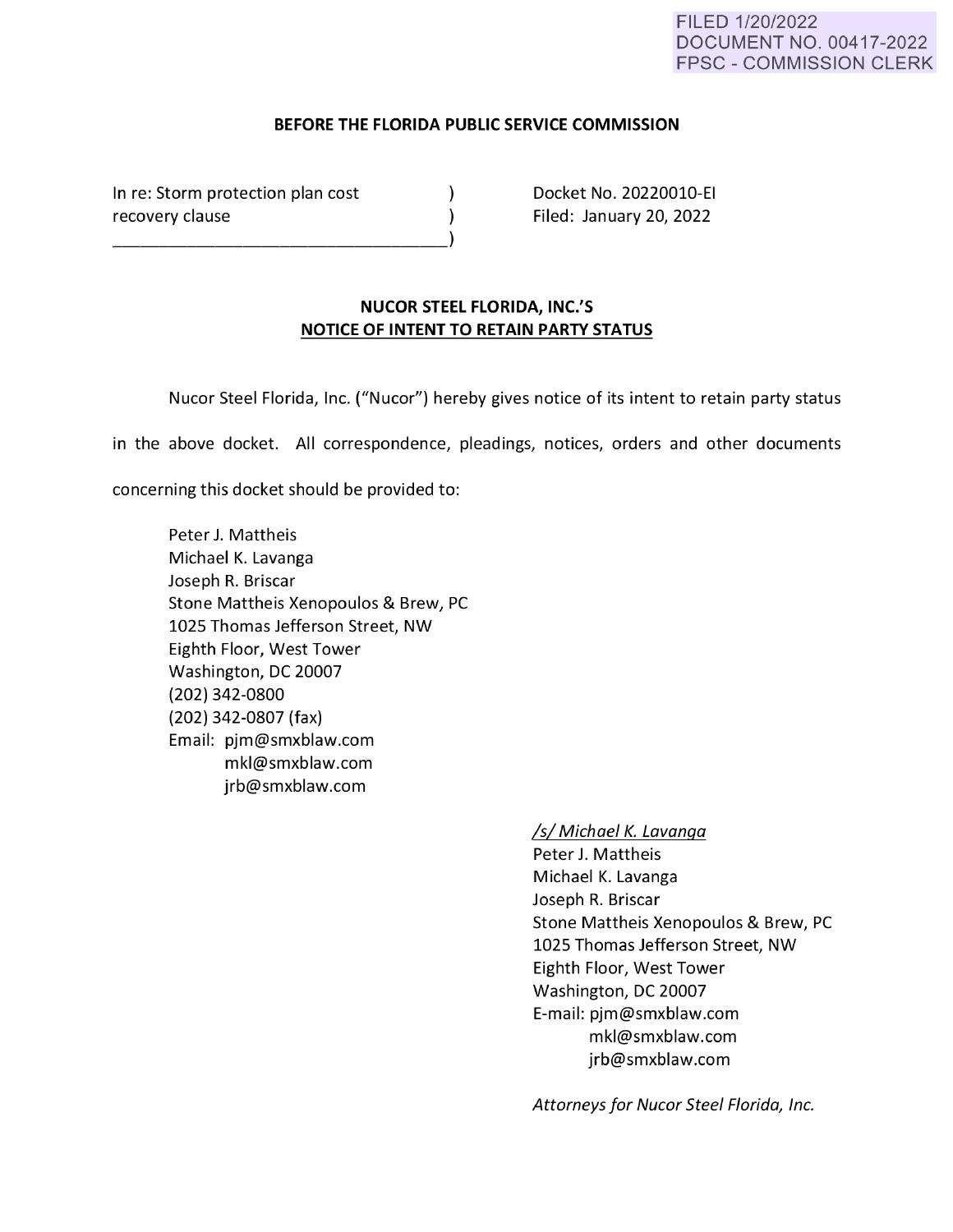FILED 1/20/2022
DOCUMENT NO. 00417-2022
FPSC - COMMISSION CLERK

**BEFORE THE FLORIDA PUBLIC SERVICE COMMISSION**

| | | |
|---|---|---|
| In re: Storm protection plan cost recovery clause | ) | Docket No. 20220010-EI |
| | ) | Filed: January 20, 2022 |

**NUCOR STEEL FLORIDA, INC.'S**
**NOTICE OF INTENT TO RETAIN PARTY STATUS**

Nucor Steel Florida, Inc. ("Nucor") hereby gives notice of its intent to retain party status in the above docket. All correspondence, pleadings, notices, orders and other documents concerning this docket should be provided to:

Peter J. Mattheis
Michael K. Lavanga
Joseph R. Briscar
Stone Mattheis Xenopoulos & Brew, PC
1025 Thomas Jefferson Street, NW
Eighth Floor, West Tower
Washington, DC 20007
(202) 342-0800
(202) 342-0807 (fax)
Email: pjm@smxblaw.com
mkl@smxblaw.com
jrb@smxblaw.com

*/s/ Michael K. Lavanga*
Peter J. Mattheis
Michael K. Lavanga
Joseph R. Briscar
Stone Mattheis Xenopoulos & Brew, PC
1025 Thomas Jefferson Street, NW
Eighth Floor, West Tower
Washington, DC 20007
E-mail: pjm@smxblaw.com
mkl@smxblaw.com
jrb@smxblaw.com

*Attorneys for Nucor Steel Florida, Inc.*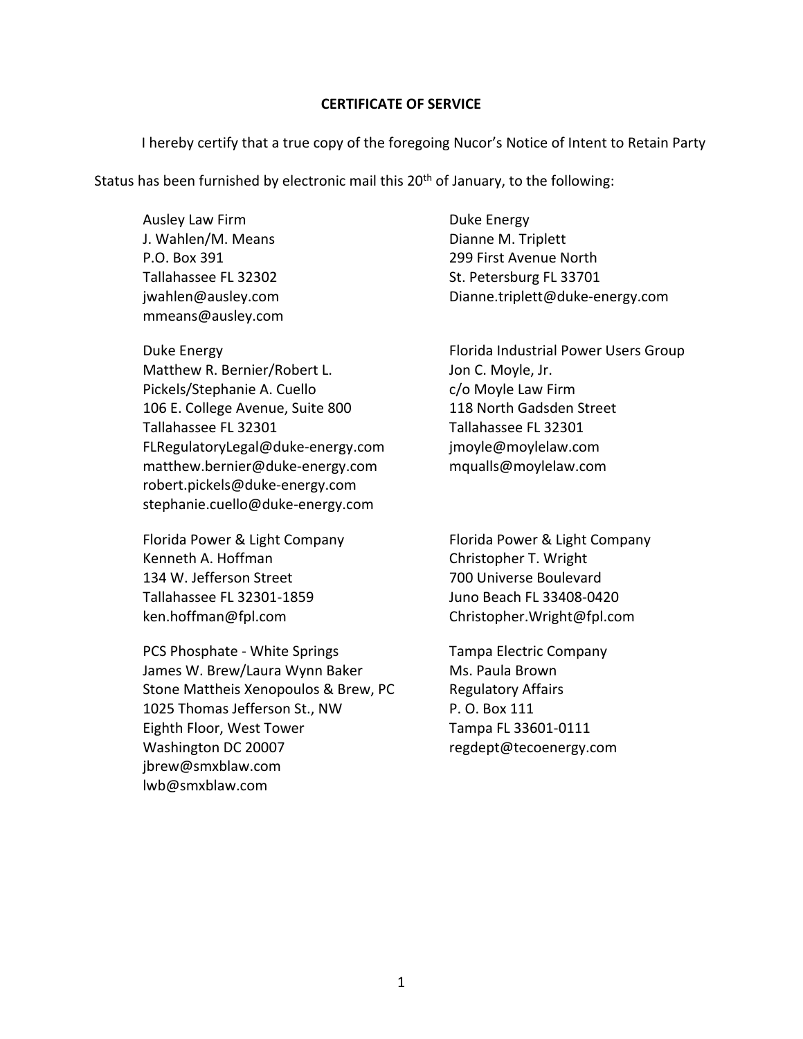**CERTIFICATE OF SERVICE**

I hereby certify that a true copy of the foregoing Nucor's Notice of Intent to Retain Party Status has been furnished by electronic mail this 20th of January, to the following:

Ausley Law Firm
J. Wahlen/M. Means
P.O. Box 391
Tallahassee FL 32302
jwahlen@ausley.com
mmeans@ausley.com

Duke Energy
Dianne M. Triplett
299 First Avenue North
St. Petersburg FL 33701
Dianne.triplett@duke-energy.com

Duke Energy
Matthew R. Bernier/Robert L. Pickels/Stephanie A. Cuello
106 E. College Avenue, Suite 800
Tallahassee FL 32301
FLRegulatoryLegal@duke-energy.com
matthew.bernier@duke-energy.com
robert.pickels@duke-energy.com
stephanie.cuello@duke-energy.com

Florida Industrial Power Users Group
Jon C. Moyle, Jr.
c/o Moyle Law Firm
118 North Gadsden Street
Tallahassee FL 32301
jmoyle@moylelaw.com
mqualls@moylelaw.com

Florida Power & Light Company
Kenneth A. Hoffman
134 W. Jefferson Street
Tallahassee FL 32301-1859
ken.hoffman@fpl.com

Florida Power & Light Company
Christopher T. Wright
700 Universe Boulevard
Juno Beach FL 33408-0420
Christopher.Wright@fpl.com

PCS Phosphate - White Springs
James W. Brew/Laura Wynn Baker
Stone Mattheis Xenopoulos & Brew, PC
1025 Thomas Jefferson St., NW
Eighth Floor, West Tower
Washington DC 20007
jbrew@smxblaw.com
lwb@smxblaw.com

Tampa Electric Company
Ms. Paula Brown
Regulatory Affairs
P. O. Box 111
Tampa FL 33601-0111
regdept@tecoenergy.com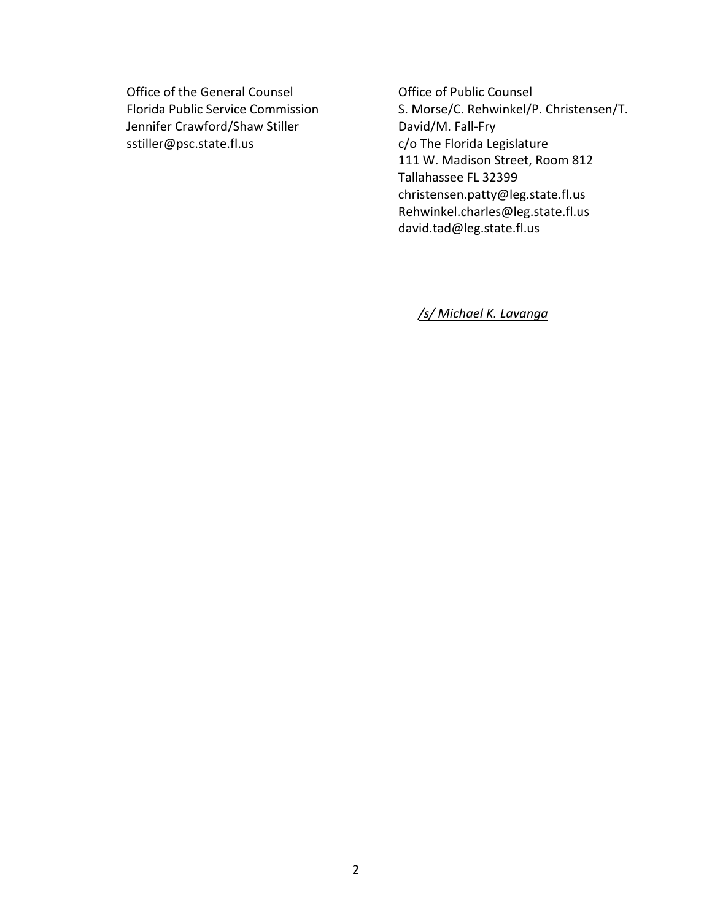Office of the General Counsel
Florida Public Service Commission
Jennifer Crawford/Shaw Stiller
sstiller@psc.state.fl.us

Office of Public Counsel
S. Morse/C. Rehwinkel/P. Christensen/T. David/M. Fall-Fry
c/o The Florida Legislature
111 W. Madison Street, Room 812
Tallahassee FL 32399
christensen.patty@leg.state.fl.us
Rehwinkel.charles@leg.state.fl.us
david.tad@leg.state.fl.us

*/s/ Michael K. Lavanga*